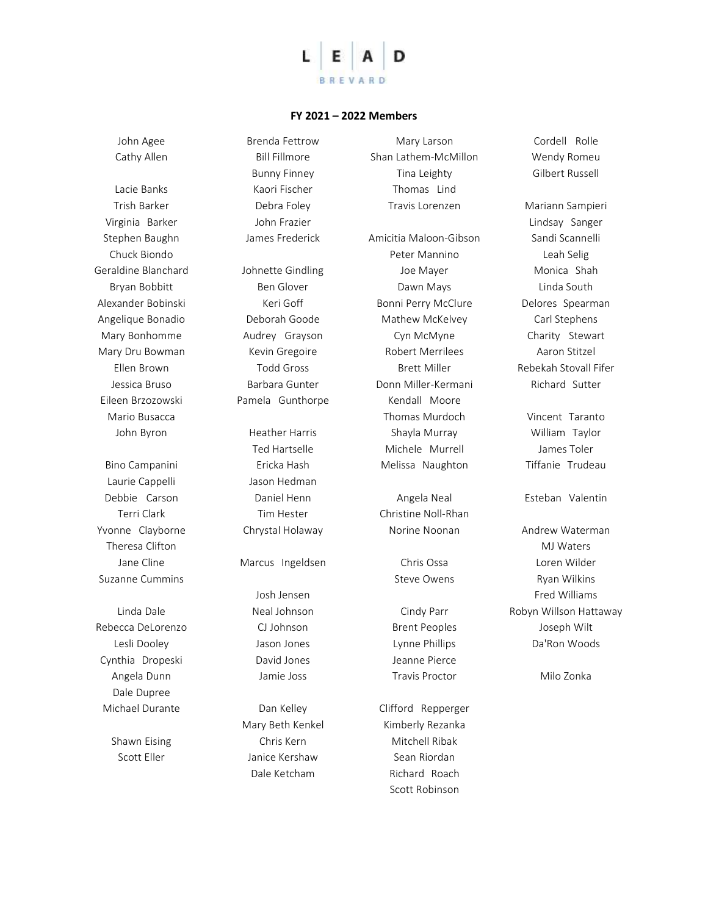# LEAD BREVARD

## FY 2021 – 2022 Members

John Agee
Cathy Allen

Lacie Banks
Trish Barker
Virginia Barker
Stephen Baughn
Chuck Biondo
Geraldine Blanchard
Bryan Bobbitt
Alexander Bobinski
Angelique Bonadio
Mary Bonhomme
Mary Dru Bowman
Ellen Brown
Jessica Bruso
Eileen Brzozowski
Mario Busacca
John Byron

Bino Campanini
Laurie Cappelli
Debbie Carson
Terri Clark
Yvonne Clayborne
Theresa Clifton
Jane Cline
Suzanne Cummins

Linda Dale
Rebecca DeLorenzo
Lesli Dooley
Cynthia Dropeski
Angela Dunn
Dale Dupree
Michael Durante

Shawn Eising
Scott Eller

Brenda Fettrow
Bill Fillmore
Bunny Finney
Kaori Fischer
Debra Foley
John Frazier
James Frederick

Johnette Gindling
Ben Glover
Keri Goff
Deborah Goode
Audrey Grayson
Kevin Gregoire
Todd Gross
Barbara Gunter
Pamela Gunthorpe

Heather Harris
Ted Hartselle
Ericka Hash
Jason Hedman
Daniel Henn
Tim Hester
Chrystal Holaway

Marcus Ingeldsen

Josh Jensen
Neal Johnson
CJ Johnson
Jason Jones
David Jones
Jamie Joss

Dan Kelley
Mary Beth Kenkel
Chris Kern
Janice Kershaw
Dale Ketcham

Mary Larson
Shan Lathem-McMillon
Tina Leighty
Thomas Lind
Travis Lorenzen

Amicitia Maloon-Gibson
Peter Mannino
Joe Mayer
Dawn Mays
Bonni Perry McClure
Mathew McKelvey
Cyn McMyne
Robert Merrilees
Brett Miller
Donn Miller-Kermani
Kendall Moore
Thomas Murdoch
Shayla Murray
Michele Murrell
Melissa Naughton

Angela Neal
Christine Noll-Rhan
Norine Noonan

Chris Ossa
Steve Owens

Cindy Parr
Brent Peoples
Lynne Phillips
Jeanne Pierce
Travis Proctor

Clifford Repperger
Kimberly Rezanka
Mitchell Ribak
Sean Riordan
Richard Roach
Scott Robinson

Cordell Rolle
Wendy Romeu
Gilbert Russell

Mariann Sampieri
Lindsay Sanger
Sandi Scannelli
Leah Selig
Monica Shah
Linda South
Delores Spearman
Carl Stephens
Charity Stewart
Aaron Stitzel
Rebekah Stovall Fifer
Richard Sutter

Vincent Taranto
William Taylor
James Toler
Tiffanie Trudeau

Esteban Valentin

Andrew Waterman
MJ Waters
Loren Wilder
Ryan Wilkins
Fred Williams
Robyn Willson Hattaway
Joseph Wilt
Da'Ron Woods

Milo Zonka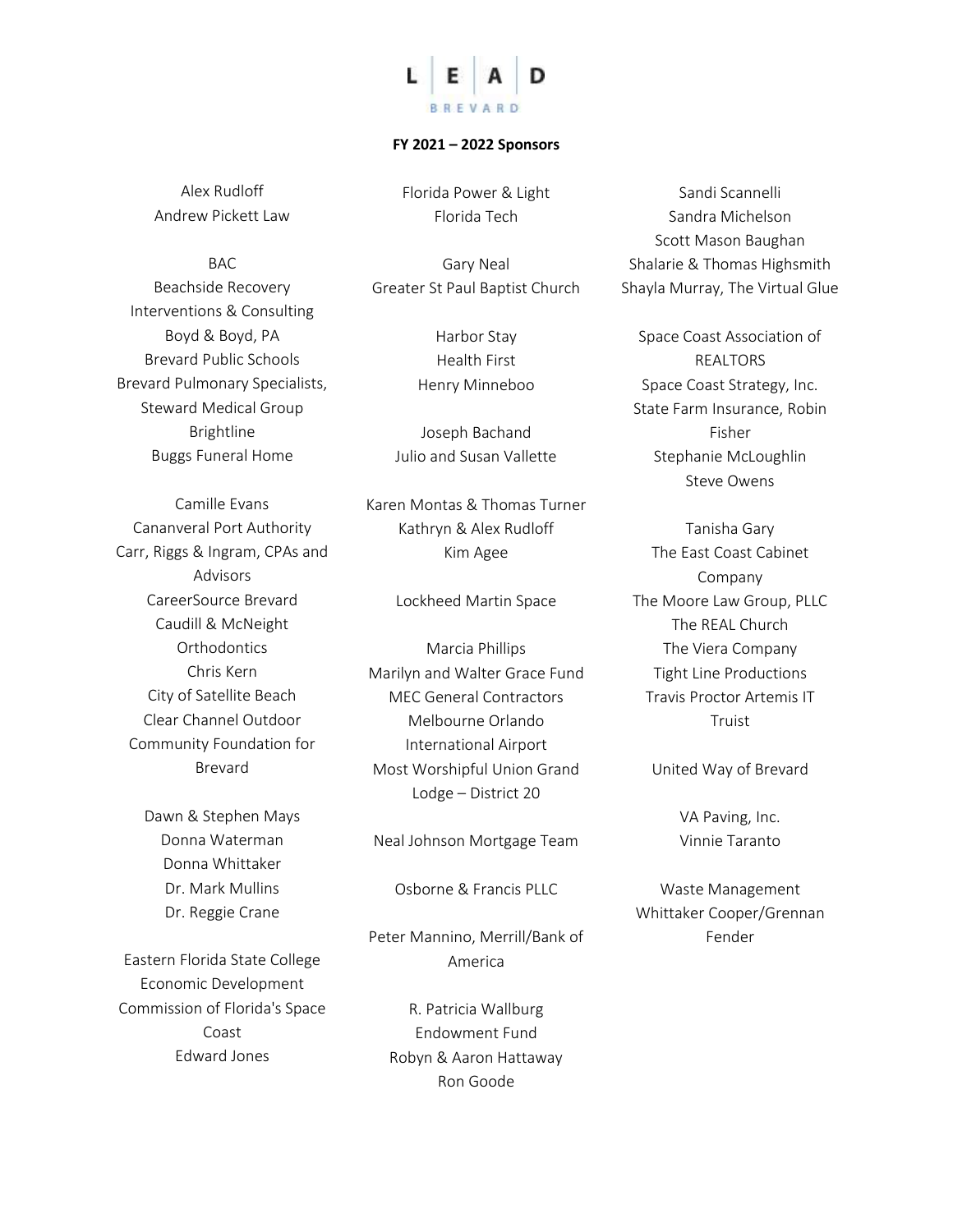# LEAD BREVARD

**FY 2021 – 2022 Sponsors**

Alex Rudloff
Andrew Pickett Law

BAC
Beachside Recovery Interventions & Consulting
Boyd & Boyd, PA
Brevard Public Schools
Brevard Pulmonary Specialists, Steward Medical Group
Brightline
Buggs Funeral Home

Camille Evans
Cananveral Port Authority
Carr, Riggs & Ingram, CPAs and Advisors
CareerSource Brevard
Caudill & McNeight Orthodontics
Chris Kern
City of Satellite Beach
Clear Channel Outdoor
Community Foundation for Brevard

Dawn & Stephen Mays
Donna Waterman
Donna Whittaker
Dr. Mark Mullins
Dr. Reggie Crane

Eastern Florida State College
Economic Development Commission of Florida's Space Coast
Edward Jones

Florida Power & Light
Florida Tech

Gary Neal
Greater St Paul Baptist Church

Harbor Stay
Health First
Henry Minneboo

Joseph Bachand
Julio and Susan Vallette

Karen Montas & Thomas Turner
Kathryn & Alex Rudloff
Kim Agee

Lockheed Martin Space

Marcia Phillips
Marilyn and Walter Grace Fund
MEC General Contractors
Melbourne Orlando International Airport
Most Worshipful Union Grand Lodge – District 20

Neal Johnson Mortgage Team

Osborne & Francis PLLC

Peter Mannino, Merrill/Bank of America

R. Patricia Wallburg Endowment Fund
Robyn & Aaron Hattaway
Ron Goode

Sandi Scannelli
Sandra Michelson
Scott Mason Baughan
Shalarie & Thomas Highsmith
Shayla Murray, The Virtual Glue

Space Coast Association of REALTORS
Space Coast Strategy, Inc.
State Farm Insurance, Robin Fisher
Stephanie McLoughlin
Steve Owens

Tanisha Gary
The East Coast Cabinet Company
The Moore Law Group, PLLC
The REAL Church
The Viera Company
Tight Line Productions
Travis Proctor Artemis IT
Truist

United Way of Brevard

VA Paving, Inc.
Vinnie Taranto

Waste Management
Whittaker Cooper/Grennan Fender